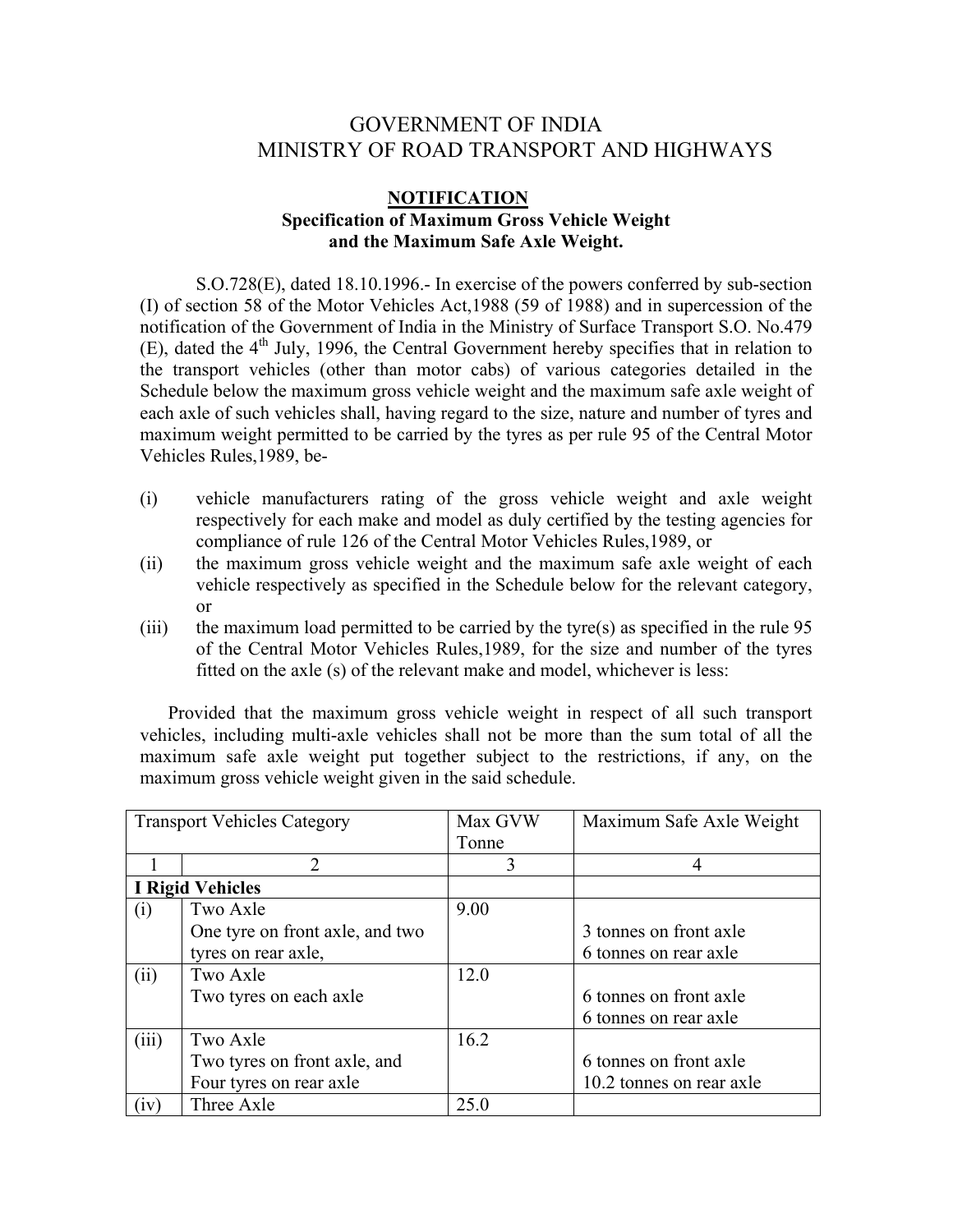# GOVERNMENT OF INDIA
# MINISTRY OF ROAD TRANSPORT AND HIGHWAYS

## NOTIFICATION

### Specification of Maximum Gross Vehicle Weight and the Maximum Safe Axle Weight.

S.O.728(E), dated 18.10.1996.- In exercise of the powers conferred by sub-section (I) of section 58 of the Motor Vehicles Act,1988 (59 of 1988) and in supercession of the notification of the Government of India in the Ministry of Surface Transport S.O. No.479 (E), dated the 4th July, 1996, the Central Government hereby specifies that in relation to the transport vehicles (other than motor cabs) of various categories detailed in the Schedule below the maximum gross vehicle weight and the maximum safe axle weight of each axle of such vehicles shall, having regard to the size, nature and number of tyres and maximum weight permitted to be carried by the tyres as per rule 95 of the Central Motor Vehicles Rules,1989, be-

(i) vehicle manufacturers rating of the gross vehicle weight and axle weight respectively for each make and model as duly certified by the testing agencies for compliance of rule 126 of the Central Motor Vehicles Rules,1989, or

(ii) the maximum gross vehicle weight and the maximum safe axle weight of each vehicle respectively as specified in the Schedule below for the relevant category, or

(iii) the maximum load permitted to be carried by the tyre(s) as specified in the rule 95 of the Central Motor Vehicles Rules,1989, for the size and number of the tyres fitted on the axle (s) of the relevant make and model, whichever is less:

Provided that the maximum gross vehicle weight in respect of all such transport vehicles, including multi-axle vehicles shall not be more than the sum total of all the maximum safe axle weight put together subject to the restrictions, if any, on the maximum gross vehicle weight given in the said schedule.

| Transport Vehicles Category | | Max GVW Tonne | Maximum Safe Axle Weight |
|---|---|---|---|
| 1 | 2 | 3 | 4 |
| **I Rigid Vehicles** | | | |
| (i) | Two Axle<br>One tyre on front axle, and two tyres on rear axle, | 9.00 | 3 tonnes on front axle<br>6 tonnes on rear axle |
| (ii) | Two Axle<br>Two tyres on each axle | 12.0 | 6 tonnes on front axle<br>6 tonnes on rear axle |
| (iii) | Two Axle<br>Two tyres on front axle, and Four tyres on rear axle | 16.2 | 6 tonnes on front axle<br>10.2 tonnes on rear axle |
| (iv) | Three Axle | 25.0 | |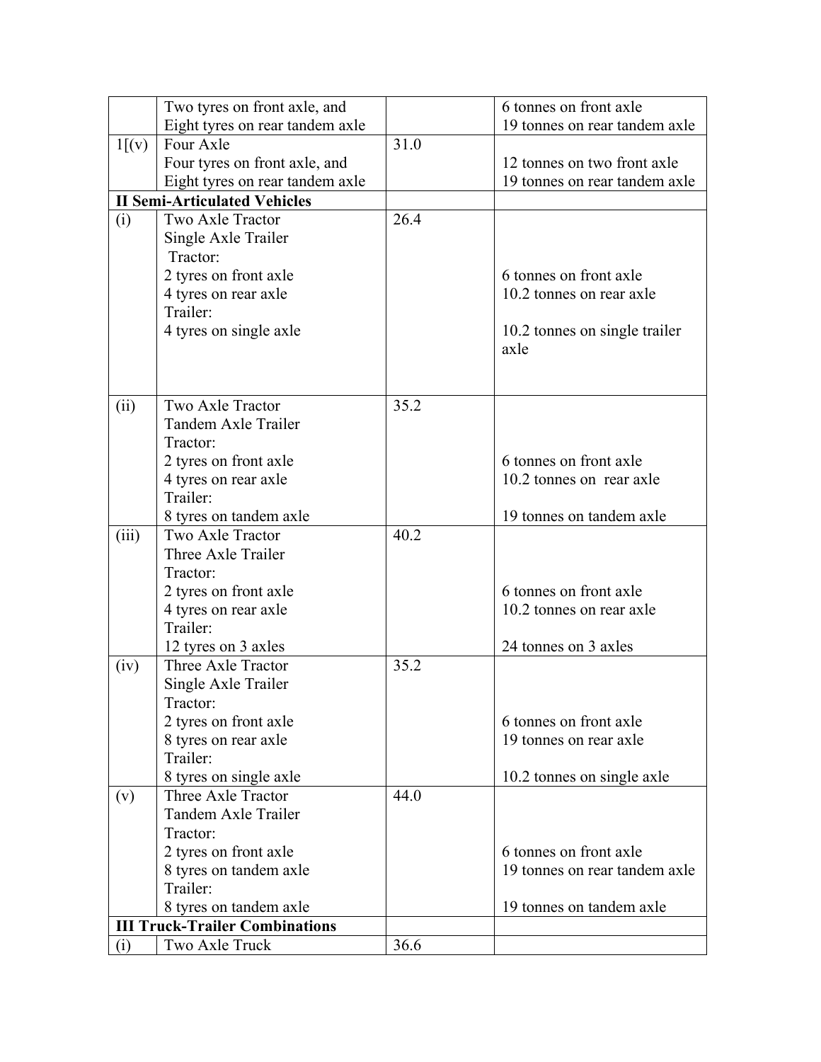| | | | |
|---|---|---|---|
| | Two tyres on front axle, and<br>Eight tyres on rear tandem axle | | 6 tonnes on front axle<br>19 tonnes on rear tandem axle |
| 1[(v) | Four Axle<br>Four tyres on front axle, and<br>Eight tyres on rear tandem axle | 31.0 | <br>12 tonnes on two front axle<br>19 tonnes on rear tandem axle |
| **II Semi-Articulated Vehicles** | | | |
| (i) | Two Axle Tractor<br>Single Axle Trailer<br>Tractor:<br>2 tyres on front axle<br>4 tyres on rear axle<br>Trailer:<br>4 tyres on single axle | 26.4 | <br><br><br>6 tonnes on front axle<br>10.2 tonnes on rear axle<br><br>10.2 tonnes on single trailer axle |
| (ii) | Two Axle Tractor<br>Tandem Axle Trailer<br>Tractor:<br>2 tyres on front axle<br>4 tyres on rear axle<br>Trailer:<br>8 tyres on tandem axle | 35.2 | <br><br><br>6 tonnes on front axle<br>10.2 tonnes on rear axle<br><br>19 tonnes on tandem axle |
| (iii) | Two Axle Tractor<br>Three Axle Trailer<br>Tractor:<br>2 tyres on front axle<br>4 tyres on rear axle<br>Trailer:<br>12 tyres on 3 axles | 40.2 | <br><br><br>6 tonnes on front axle<br>10.2 tonnes on rear axle<br><br>24 tonnes on 3 axles |
| (iv) | Three Axle Tractor<br>Single Axle Trailer<br>Tractor:<br>2 tyres on front axle<br>8 tyres on rear axle<br>Trailer:<br>8 tyres on single axle | 35.2 | <br><br><br>6 tonnes on front axle<br>19 tonnes on rear axle<br><br>10.2 tonnes on single axle |
| (v) | Three Axle Tractor<br>Tandem Axle Trailer<br>Tractor:<br>2 tyres on front axle<br>8 tyres on tandem axle<br>Trailer:<br>8 tyres on tandem axle | 44.0 | <br><br><br>6 tonnes on front axle<br>19 tonnes on rear tandem axle<br><br>19 tonnes on tandem axle |
| **III Truck-Trailer Combinations** | | | |
| (i) | Two Axle Truck | 36.6 | |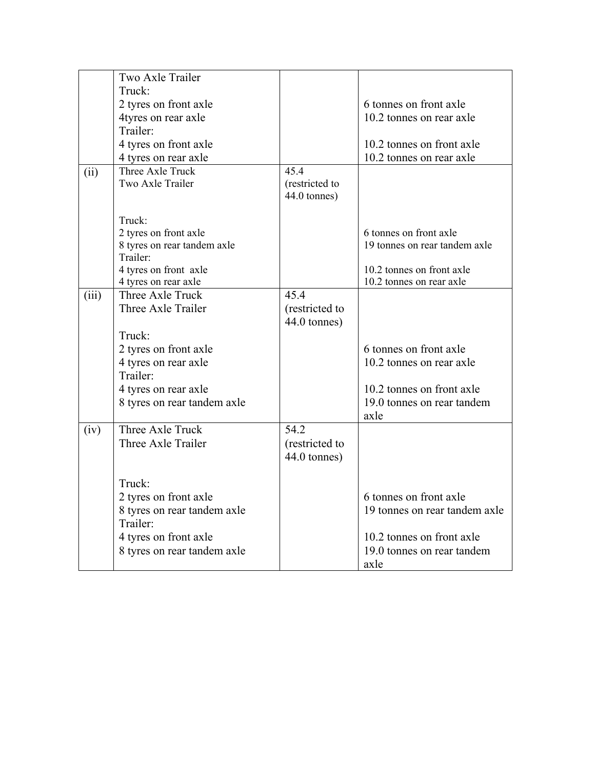| | | | |
|---|---|---|---|
| | Two Axle Trailer<br>Truck:<br>2 tyres on front axle<br>4tyres on rear axle<br>Trailer:<br>4 tyres on front axle<br>4 tyres on rear axle | | <br><br>6 tonnes on front axle<br>10.2 tonnes on rear axle<br><br>10.2 tonnes on front axle<br>10.2 tonnes on rear axle |
| (ii) | Three Axle Truck<br>Two Axle Trailer<br><br>Truck:<br>2 tyres on front axle<br>8 tyres on rear tandem axle<br>Trailer:<br>4 tyres on front axle<br>4 tyres on rear axle | 45.4<br>(restricted to 44.0 tonnes) | <br><br><br>6 tonnes on front axle<br>19 tonnes on rear tandem axle<br><br>10.2 tonnes on front axle<br>10.2 tonnes on rear axle |
| (iii) | Three Axle Truck<br>Three Axle Trailer<br><br>Truck:<br>2 tyres on front axle<br>4 tyres on rear axle<br>Trailer:<br>4 tyres on rear axle<br>8 tyres on rear tandem axle | 45.4<br>(restricted to 44.0 tonnes) | <br><br><br><br>6 tonnes on front axle<br>10.2 tonnes on rear axle<br><br>10.2 tonnes on front axle<br>19.0 tonnes on rear tandem axle |
| (iv) | Three Axle Truck<br>Three Axle Trailer<br><br>Truck:<br>2 tyres on front axle<br>8 tyres on rear tandem axle<br>Trailer:<br>4 tyres on front axle<br>8 tyres on rear tandem axle | 54.2<br>(restricted to 44.0 tonnes) | <br><br><br><br>6 tonnes on front axle<br>19 tonnes on rear tandem axle<br><br>10.2 tonnes on front axle<br>19.0 tonnes on rear tandem axle |